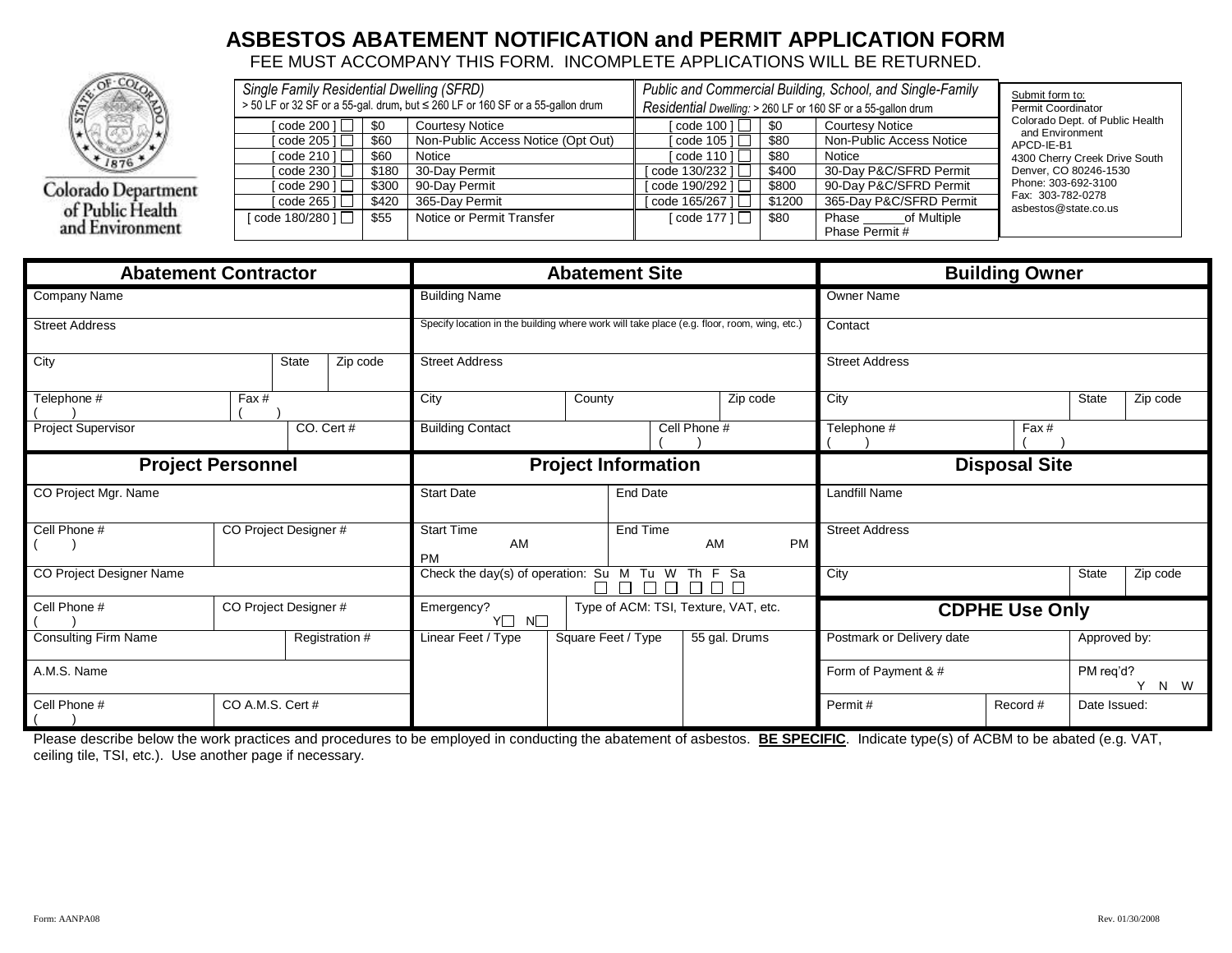# ASBESTOS ABATEMENT NOTIFICATION and PERMIT APPLICATION FORM

FEE MUST ACCOMPANY THIS FORM. INCOMPLETE APPLICATIONS WILL BE RETURNED.

Colorado Department of Public Health and Environment

| *Single Family Residential Dwelling (SFRD)* > 50 LF or 32 SF or a 55-gal. drum, but ≤ 260 LF or 160 SF or a 55-gallon drum | | | *Public and Commercial Building, School, and Single-Family Residential Dwelling:* > 260 LF or 160 SF or a 55-gallon drum | | |
|---|---|---|---|---|---|
| [ code 200 ] ☐ | $0 | Courtesy Notice | [ code 100 ] ☐ | $0 | Courtesy Notice |
| [ code 205 ] ☐ | $60 | Non-Public Access Notice (Opt Out) | [ code 105 ] ☐ | $80 | Non-Public Access Notice |
| [ code 210 ] ☐ | $60 | Notice | [ code 110 ] ☐ | $80 | Notice |
| [ code 230 ] ☐ | $180 | 30-Day Permit | [ code 130/232 ] ☐ | $400 | 30-Day P&C/SFRD Permit |
| [ code 290 ] ☐ | $300 | 90-Day Permit | [ code 190/292 ] ☐ | $800 | 90-Day P&C/SFRD Permit |
| [ code 265 ] ☐ | $420 | 365-Day Permit | [ code 165/267 ] ☐ | $1200 | 365-Day P&C/SFRD Permit |
| [ code 180/280 ] ☐ | $55 | Notice or Permit Transfer | [ code 177 ] ☐ | $80 | Phase ______of Multiple Phase Permit # |

Submit form to:
Permit Coordinator
Colorado Dept. of Public Health and Environment
APCD-IE-B1
4300 Cherry Creek Drive South
Denver, CO 80246-1530
Phone: 303-692-3100
Fax: 303-782-0278
asbestos@state.co.us

## Abatement Contractor

| | | |
|---|---|---|
| Company Name | | |
| Street Address | | |
| City | State | Zip code |
| Telephone # ( ) | Fax # ( ) | |
| Project Supervisor | CO. Cert # | |

## Abatement Site

| | | |
|---|---|---|
| Building Name | | |
| Specify location in the building where work will take place (e.g. floor, room, wing, etc.) | | |
| Street Address | | |
| City | County | Zip code |
| Building Contact | Cell Phone # ( ) | |

## Building Owner

| | | |
|---|---|---|
| Owner Name | | |
| Contact | | |
| Street Address | | |
| City | State | Zip code |
| Telephone # ( ) | Fax # ( ) | |

## Project Personnel

| | |
|---|---|
| CO Project Mgr. Name | |
| Cell Phone # ( ) | CO Project Designer # |
| CO Project Designer Name | |
| Cell Phone # ( ) | CO Project Designer # |
| Consulting Firm Name | Registration # |
| A.M.S. Name | |
| Cell Phone # ( ) | CO A.M.S. Cert # |

## Project Information

| | | |
|---|---|---|
| Start Date | End Date | |
| Start Time AM PM | End Time AM PM | |
| Check the day(s) of operation: Su ☐ M ☐ Tu ☐ W ☐ Th ☐ F ☐ Sa ☐ | | |
| Emergency? Y☐ N☐ | Type of ACM: TSI, Texture, VAT, etc. | |
| Linear Feet / Type | Square Feet / Type | 55 gal. Drums |

## Disposal Site

| | | |
|---|---|---|
| Landfill Name | | |
| Street Address | | |
| City | State | Zip code |

## CDPHE Use Only

| | | |
|---|---|---|
| Postmark or Delivery date | | Approved by: |
| Form of Payment & # | | PM req'd? Y N W |
| Permit # | Record # | Date Issued: |

Please describe below the work practices and procedures to be employed in conducting the abatement of asbestos. **BE SPECIFIC**. Indicate type(s) of ACBM to be abated (e.g. VAT, ceiling tile, TSI, etc.). Use another page if necessary.

Form: AANPA08

Rev. 01/30/2008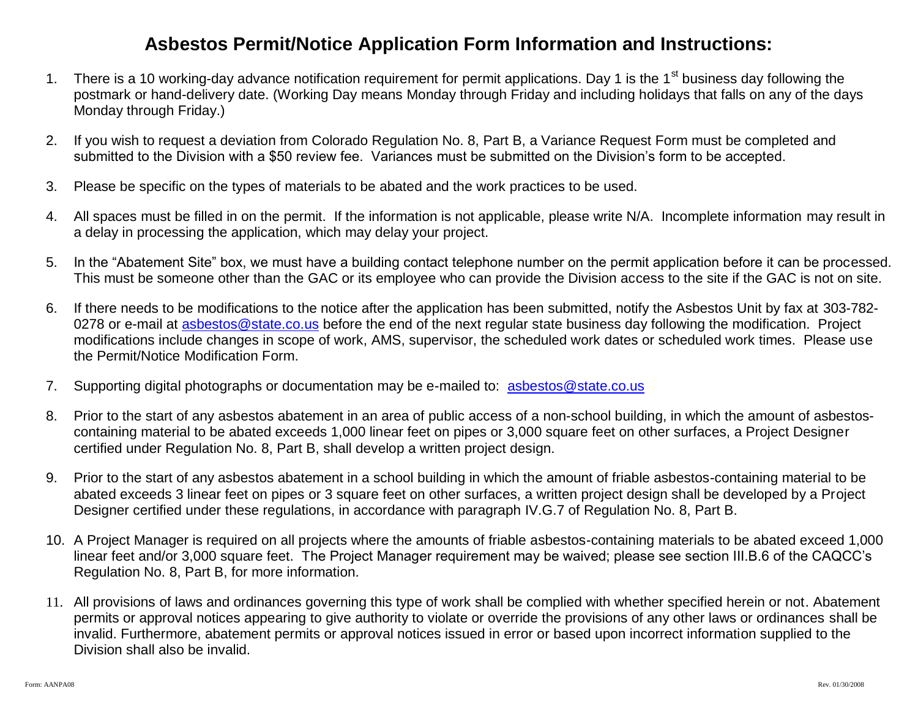# Asbestos Permit/Notice Application Form Information and Instructions:

1. There is a 10 working-day advance notification requirement for permit applications. Day 1 is the 1st business day following the postmark or hand-delivery date. (Working Day means Monday through Friday and including holidays that falls on any of the days Monday through Friday.)

2. If you wish to request a deviation from Colorado Regulation No. 8, Part B, a Variance Request Form must be completed and submitted to the Division with a $50 review fee. Variances must be submitted on the Division's form to be accepted.

3. Please be specific on the types of materials to be abated and the work practices to be used.

4. All spaces must be filled in on the permit. If the information is not applicable, please write N/A. Incomplete information may result in a delay in processing the application, which may delay your project.

5. In the "Abatement Site" box, we must have a building contact telephone number on the permit application before it can be processed. This must be someone other than the GAC or its employee who can provide the Division access to the site if the GAC is not on site.

6. If there needs to be modifications to the notice after the application has been submitted, notify the Asbestos Unit by fax at 303-782-0278 or e-mail at asbestos@state.co.us before the end of the next regular state business day following the modification. Project modifications include changes in scope of work, AMS, supervisor, the scheduled work dates or scheduled work times. Please use the Permit/Notice Modification Form.

7. Supporting digital photographs or documentation may be e-mailed to: asbestos@state.co.us

8. Prior to the start of any asbestos abatement in an area of public access of a non-school building, in which the amount of asbestos-containing material to be abated exceeds 1,000 linear feet on pipes or 3,000 square feet on other surfaces, a Project Designer certified under Regulation No. 8, Part B, shall develop a written project design.

9. Prior to the start of any asbestos abatement in a school building in which the amount of friable asbestos-containing material to be abated exceeds 3 linear feet on pipes or 3 square feet on other surfaces, a written project design shall be developed by a Project Designer certified under these regulations, in accordance with paragraph IV.G.7 of Regulation No. 8, Part B.

10. A Project Manager is required on all projects where the amounts of friable asbestos-containing materials to be abated exceed 1,000 linear feet and/or 3,000 square feet. The Project Manager requirement may be waived; please see section III.B.6 of the CAQCC's Regulation No. 8, Part B, for more information.

11. All provisions of laws and ordinances governing this type of work shall be complied with whether specified herein or not. Abatement permits or approval notices appearing to give authority to violate or override the provisions of any other laws or ordinances shall be invalid. Furthermore, abatement permits or approval notices issued in error or based upon incorrect information supplied to the Division shall also be invalid.

Form: AANPA08 Rev. 01/30/2008